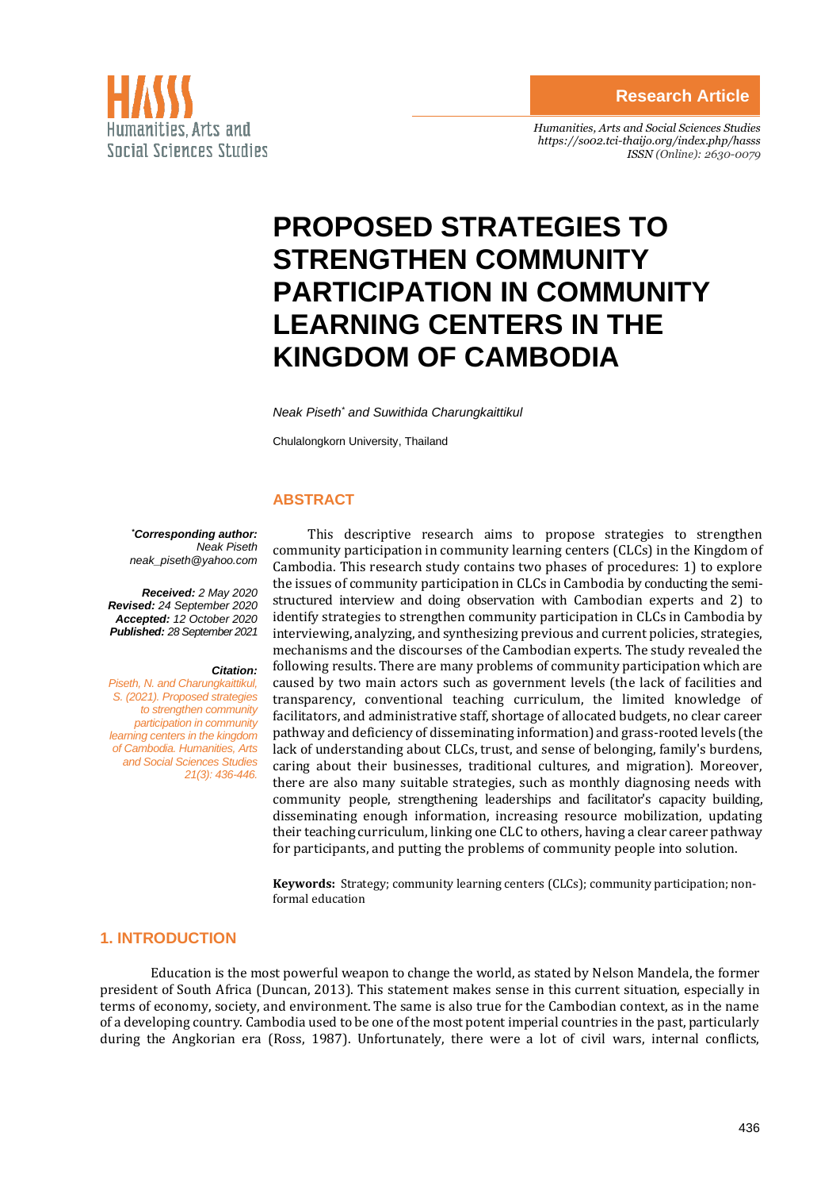Research Article

*Humanities, Arts and Social Sciences Studies*
*https://so02.tci-thaijo.org/index.php/hasss*
*ISSN (Online): 2630-0079*

# PROPOSED STRATEGIES TO STRENGTHEN COMMUNITY PARTICIPATION IN COMMUNITY LEARNING CENTERS IN THE KINGDOM OF CAMBODIA

*Neak Piseth[*] and Suwithida Charungkaittikul*

Chulalongkorn University, Thailand

**[*]Corresponding author:** *Neak Piseth*
*neak_piseth@yahoo.com*

**Received:** *2 May 2020*
**Revised:** *24 September 2020*
**Accepted:** *12 October 2020*
**Published:** *28 September 2021*

**Citation:**
*Piseth, N. and Charungkaittikul, S. (2021). Proposed strategies to strengthen community participation in community learning centers in the kingdom of Cambodia. Humanities, Arts and Social Sciences Studies 21(3): 436-446.*

## ABSTRACT

This descriptive research aims to propose strategies to strengthen community participation in community learning centers (CLCs) in the Kingdom of Cambodia. This research study contains two phases of procedures: 1) to explore the issues of community participation in CLCs in Cambodia by conducting the semi-structured interview and doing observation with Cambodian experts and 2) to identify strategies to strengthen community participation in CLCs in Cambodia by interviewing, analyzing, and synthesizing previous and current policies, strategies, mechanisms and the discourses of the Cambodian experts. The study revealed the following results. There are many problems of community participation which are caused by two main actors such as government levels (the lack of facilities and transparency, conventional teaching curriculum, the limited knowledge of facilitators, and administrative staff, shortage of allocated budgets, no clear career pathway and deficiency of disseminating information) and grass-rooted levels (the lack of understanding about CLCs, trust, and sense of belonging, family's burdens, caring about their businesses, traditional cultures, and migration). Moreover, there are also many suitable strategies, such as monthly diagnosing needs with community people, strengthening leaderships and facilitator's capacity building, disseminating enough information, increasing resource mobilization, updating their teaching curriculum, linking one CLC to others, having a clear career pathway for participants, and putting the problems of community people into solution.

**Keywords:** Strategy; community learning centers (CLCs); community participation; non-formal education

## 1. INTRODUCTION

Education is the most powerful weapon to change the world, as stated by Nelson Mandela, the former president of South Africa (Duncan, 2013). This statement makes sense in this current situation, especially in terms of economy, society, and environment. The same is also true for the Cambodian context, as in the name of a developing country. Cambodia used to be one of the most potent imperial countries in the past, particularly during the Angkorian era (Ross, 1987). Unfortunately, there were a lot of civil wars, internal conflicts,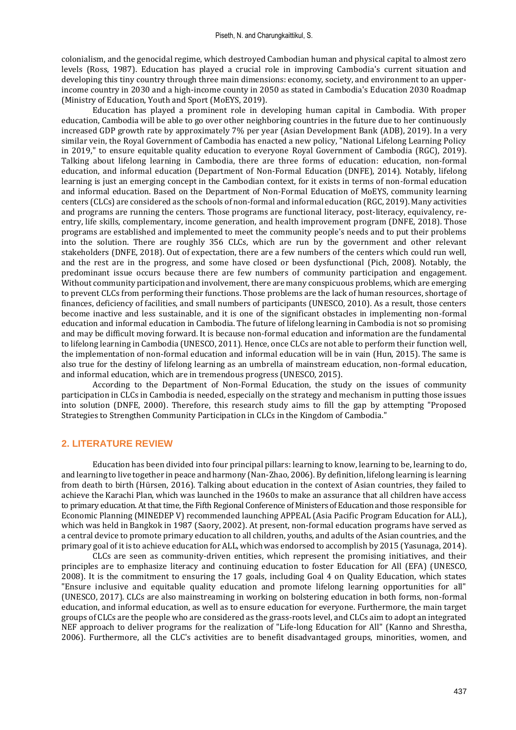colonialism, and the genocidal regime, which destroyed Cambodian human and physical capital to almost zero levels (Ross, 1987). Education has played a crucial role in improving Cambodia's current situation and developing this tiny country through three main dimensions: economy, society, and environment to an upper-income country in 2030 and a high-income county in 2050 as stated in Cambodia's Education 2030 Roadmap (Ministry of Education, Youth and Sport (MoEYS, 2019).

Education has played a prominent role in developing human capital in Cambodia. With proper education, Cambodia will be able to go over other neighboring countries in the future due to her continuously increased GDP growth rate by approximately 7% per year (Asian Development Bank (ADB), 2019). In a very similar vein, the Royal Government of Cambodia has enacted a new policy, "National Lifelong Learning Policy in 2019," to ensure equitable quality education to everyone Royal Government of Cambodia (RGC), 2019). Talking about lifelong learning in Cambodia, there are three forms of education: education, non-formal education, and informal education (Department of Non-Formal Education (DNFE), 2014). Notably, lifelong learning is just an emerging concept in the Cambodian context, for it exists in terms of non-formal education and informal education. Based on the Department of Non-Formal Education of MoEYS, community learning centers (CLCs) are considered as the schools of non-formal and informal education (RGC, 2019). Many activities and programs are running the centers. Those programs are functional literacy, post-literacy, equivalency, re-entry, life skills, complementary, income generation, and health improvement program (DNFE, 2018). Those programs are established and implemented to meet the community people's needs and to put their problems into the solution. There are roughly 356 CLCs, which are run by the government and other relevant stakeholders (DNFE, 2018). Out of expectation, there are a few numbers of the centers which could run well, and the rest are in the progress, and some have closed or been dysfunctional (Pich, 2008). Notably, the predominant issue occurs because there are few numbers of community participation and engagement. Without community participation and involvement, there are many conspicuous problems, which are emerging to prevent CLCs from performing their functions. Those problems are the lack of human resources, shortage of finances, deficiency of facilities, and small numbers of participants (UNESCO, 2010). As a result, those centers become inactive and less sustainable, and it is one of the significant obstacles in implementing non-formal education and informal education in Cambodia. The future of lifelong learning in Cambodia is not so promising and may be difficult moving forward. It is because non-formal education and information are the fundamental to lifelong learning in Cambodia (UNESCO, 2011). Hence, once CLCs are not able to perform their function well, the implementation of non-formal education and informal education will be in vain (Hun, 2015). The same is also true for the destiny of lifelong learning as an umbrella of mainstream education, non-formal education, and informal education, which are in tremendous progress (UNESCO, 2015).

According to the Department of Non-Formal Education, the study on the issues of community participation in CLCs in Cambodia is needed, especially on the strategy and mechanism in putting those issues into solution (DNFE, 2000). Therefore, this research study aims to fill the gap by attempting "Proposed Strategies to Strengthen Community Participation in CLCs in the Kingdom of Cambodia."

## 2. LITERATURE REVIEW

Education has been divided into four principal pillars: learning to know, learning to be, learning to do, and learning to live together in peace and harmony (Nan-Zhao, 2006). By definition, lifelong learning is learning from death to birth (Hürsen, 2016). Talking about education in the context of Asian countries, they failed to achieve the Karachi Plan, which was launched in the 1960s to make an assurance that all children have access to primary education. At that time, the Fifth Regional Conference of Ministers of Education and those responsible for Economic Planning (MINEDEP V) recommended launching APPEAL (Asia Pacific Program Education for ALL), which was held in Bangkok in 1987 (Saory, 2002). At present, non-formal education programs have served as a central device to promote primary education to all children, youths, and adults of the Asian countries, and the primary goal of it is to achieve education for ALL, which was endorsed to accomplish by 2015 (Yasunaga, 2014).

CLCs are seen as community-driven entities, which represent the promising initiatives, and their principles are to emphasize literacy and continuing education to foster Education for All (EFA) (UNESCO, 2008). It is the commitment to ensuring the 17 goals, including Goal 4 on Quality Education, which states "Ensure inclusive and equitable quality education and promote lifelong learning opportunities for all" (UNESCO, 2017). CLCs are also mainstreaming in working on bolstering education in both forms, non-formal education, and informal education, as well as to ensure education for everyone. Furthermore, the main target groups of CLCs are the people who are considered as the grass-roots level, and CLCs aim to adopt an integrated NEF approach to deliver programs for the realization of "Life-long Education for All" (Kanno and Shrestha, 2006). Furthermore, all the CLC's activities are to benefit disadvantaged groups, minorities, women, and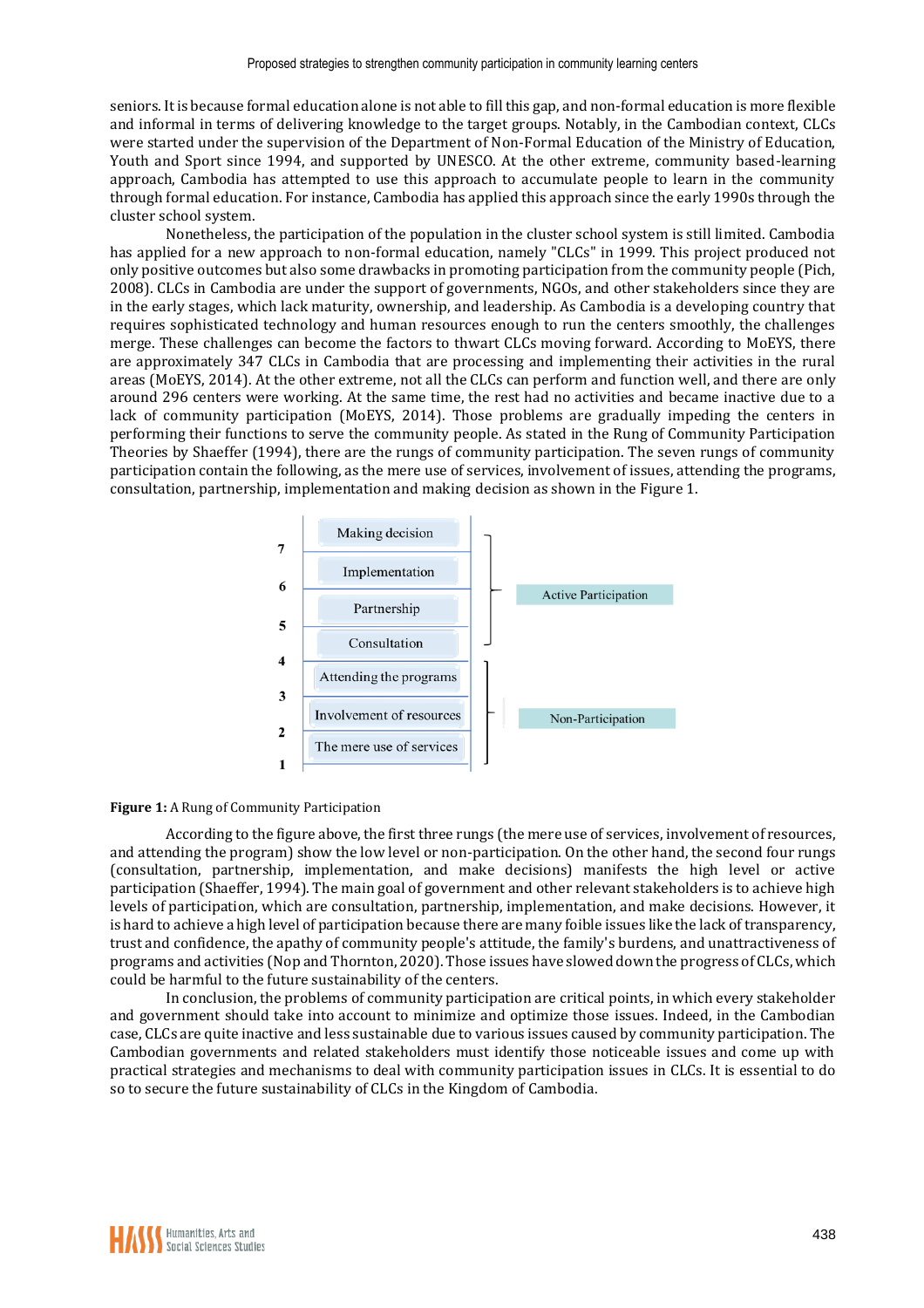seniors. It is because formal education alone is not able to fill this gap, and non-formal education is more flexible and informal in terms of delivering knowledge to the target groups. Notably, in the Cambodian context, CLCs were started under the supervision of the Department of Non-Formal Education of the Ministry of Education, Youth and Sport since 1994, and supported by UNESCO. At the other extreme, community based-learning approach, Cambodia has attempted to use this approach to accumulate people to learn in the community through formal education. For instance, Cambodia has applied this approach since the early 1990s through the cluster school system.

Nonetheless, the participation of the population in the cluster school system is still limited. Cambodia has applied for a new approach to non-formal education, namely "CLCs" in 1999. This project produced not only positive outcomes but also some drawbacks in promoting participation from the community people (Pich, 2008). CLCs in Cambodia are under the support of governments, NGOs, and other stakeholders since they are in the early stages, which lack maturity, ownership, and leadership. As Cambodia is a developing country that requires sophisticated technology and human resources enough to run the centers smoothly, the challenges merge. These challenges can become the factors to thwart CLCs moving forward. According to MoEYS, there are approximately 347 CLCs in Cambodia that are processing and implementing their activities in the rural areas (MoEYS, 2014). At the other extreme, not all the CLCs can perform and function well, and there are only around 296 centers were working. At the same time, the rest had no activities and became inactive due to a lack of community participation (MoEYS, 2014). Those problems are gradually impeding the centers in performing their functions to serve the community people. As stated in the Rung of Community Participation Theories by Shaeffer (1994), there are the rungs of community participation. The seven rungs of community participation contain the following, as the mere use of services, involvement of issues, attending the programs, consultation, partnership, implementation and making decision as shown in the Figure 1.

| Rung | Level | Category |
|---|---|---|
| 7 | Making decision | Active Participation |
| 6 | Implementation | Active Participation |
| 5 | Partnership | Active Participation |
| 4 | Consultation | Active Participation |
| 3 | Attending the programs | Non-Participation |
| 2 | Involvement of resources | Non-Participation |
| 1 | The mere use of services | Non-Participation |

**Figure 1:** A Rung of Community Participation

According to the figure above, the first three rungs (the mere use of services, involvement of resources, and attending the program) show the low level or non-participation. On the other hand, the second four rungs (consultation, partnership, implementation, and make decisions) manifests the high level or active participation (Shaeffer, 1994). The main goal of government and other relevant stakeholders is to achieve high levels of participation, which are consultation, partnership, implementation, and make decisions. However, it is hard to achieve a high level of participation because there are many foible issues like the lack of transparency, trust and confidence, the apathy of community people's attitude, the family's burdens, and unattractiveness of programs and activities (Nop and Thornton, 2020). Those issues have slowed down the progress of CLCs, which could be harmful to the future sustainability of the centers.

In conclusion, the problems of community participation are critical points, in which every stakeholder and government should take into account to minimize and optimize those issues. Indeed, in the Cambodian case, CLCs are quite inactive and less sustainable due to various issues caused by community participation. The Cambodian governments and related stakeholders must identify those noticeable issues and come up with practical strategies and mechanisms to deal with community participation issues in CLCs. It is essential to do so to secure the future sustainability of CLCs in the Kingdom of Cambodia.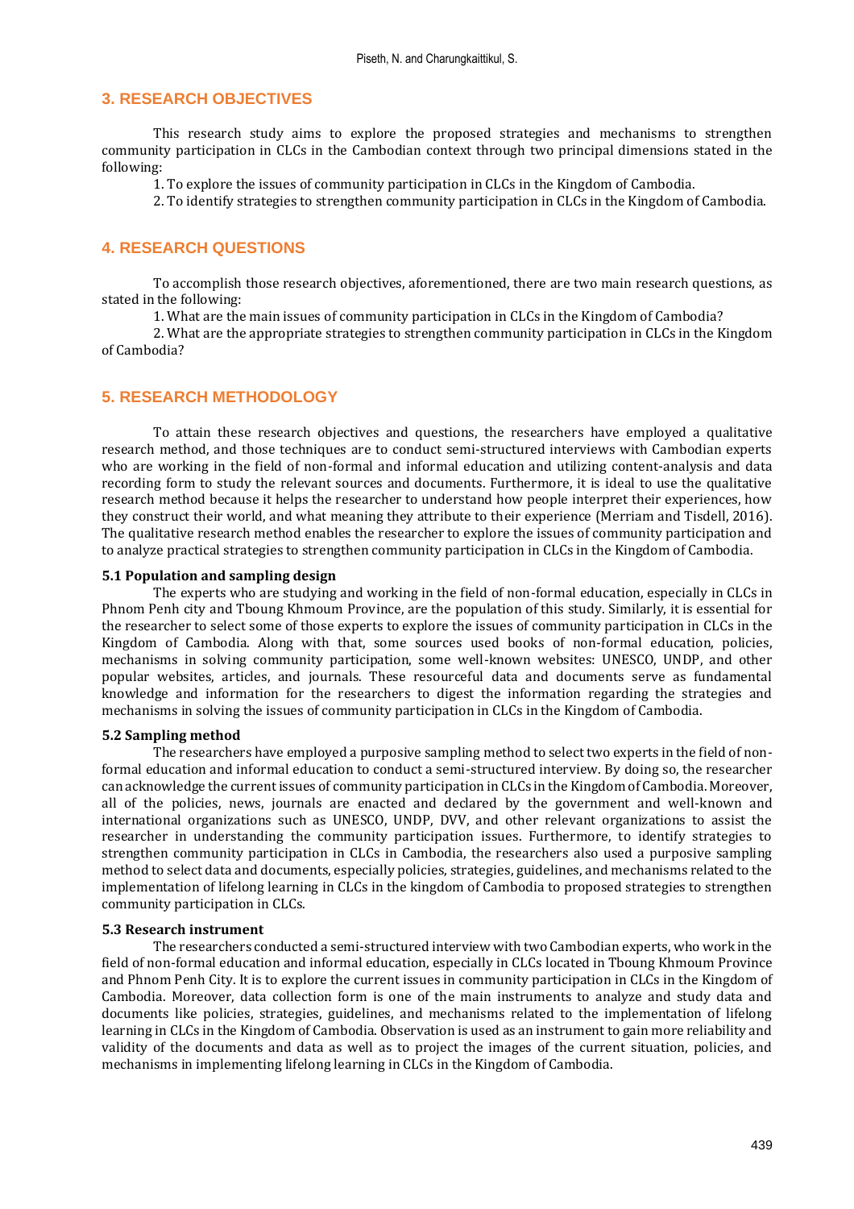## 3. RESEARCH OBJECTIVES

This research study aims to explore the proposed strategies and mechanisms to strengthen community participation in CLCs in the Cambodian context through two principal dimensions stated in the following:

1. To explore the issues of community participation in CLCs in the Kingdom of Cambodia.
2. To identify strategies to strengthen community participation in CLCs in the Kingdom of Cambodia.

## 4. RESEARCH QUESTIONS

To accomplish those research objectives, aforementioned, there are two main research questions, as stated in the following:

1. What are the main issues of community participation in CLCs in the Kingdom of Cambodia?
2. What are the appropriate strategies to strengthen community participation in CLCs in the Kingdom of Cambodia?

## 5. RESEARCH METHODOLOGY

To attain these research objectives and questions, the researchers have employed a qualitative research method, and those techniques are to conduct semi-structured interviews with Cambodian experts who are working in the field of non-formal and informal education and utilizing content-analysis and data recording form to study the relevant sources and documents. Furthermore, it is ideal to use the qualitative research method because it helps the researcher to understand how people interpret their experiences, how they construct their world, and what meaning they attribute to their experience (Merriam and Tisdell, 2016). The qualitative research method enables the researcher to explore the issues of community participation and to analyze practical strategies to strengthen community participation in CLCs in the Kingdom of Cambodia.

### 5.1 Population and sampling design

The experts who are studying and working in the field of non-formal education, especially in CLCs in Phnom Penh city and Tboung Khmoum Province, are the population of this study. Similarly, it is essential for the researcher to select some of those experts to explore the issues of community participation in CLCs in the Kingdom of Cambodia. Along with that, some sources used books of non-formal education, policies, mechanisms in solving community participation, some well-known websites: UNESCO, UNDP, DVV, and other popular websites, articles, and journals. These resourceful data and documents serve as fundamental knowledge and information for the researchers to digest the information regarding the strategies and mechanisms in solving the issues of community participation in CLCs in the Kingdom of Cambodia.

### 5.2 Sampling method

The researchers have employed a purposive sampling method to select two experts in the field of non-formal education and informal education to conduct a semi-structured interview. By doing so, the researcher can acknowledge the current issues of community participation in CLCs in the Kingdom of Cambodia. Moreover, all of the policies, news, journals are enacted and declared by the government and well-known and international organizations such as UNESCO, UNDP, DVV, and other relevant organizations to assist the researcher in understanding the community participation issues. Furthermore, to identify strategies to strengthen community participation in CLCs in Cambodia, the researchers also used a purposive sampling method to select data and documents, especially policies, strategies, guidelines, and mechanisms related to the implementation of lifelong learning in CLCs in the kingdom of Cambodia to proposed strategies to strengthen community participation in CLCs.

### 5.3 Research instrument

The researchers conducted a semi-structured interview with two Cambodian experts, who work in the field of non-formal education and informal education, especially in CLCs located in Tboung Khmoum Province and Phnom Penh City. It is to explore the current issues in community participation in CLCs in the Kingdom of Cambodia. Moreover, data collection form is one of the main instruments to analyze and study data and documents like policies, strategies, guidelines, and mechanisms related to the implementation of lifelong learning in CLCs in the Kingdom of Cambodia. Observation is used as an instrument to gain more reliability and validity of the documents and data as well as to project the images of the current situation, policies, and mechanisms in implementing lifelong learning in CLCs in the Kingdom of Cambodia.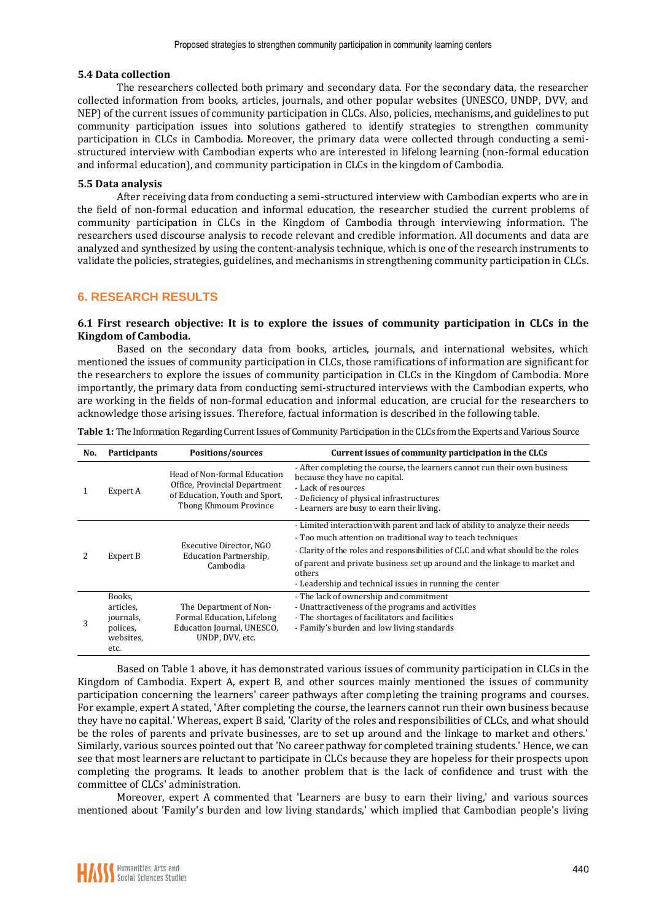### 5.4 Data collection

The researchers collected both primary and secondary data. For the secondary data, the researcher collected information from books, articles, journals, and other popular websites (UNESCO, UNDP, DVV, and NEP) of the current issues of community participation in CLCs. Also, policies, mechanisms, and guidelines to put community participation issues into solutions gathered to identify strategies to strengthen community participation in CLCs in Cambodia. Moreover, the primary data were collected through conducting a semi-structured interview with Cambodian experts who are interested in lifelong learning (non-formal education and informal education), and community participation in CLCs in the kingdom of Cambodia.

### 5.5 Data analysis

After receiving data from conducting a semi-structured interview with Cambodian experts who are in the field of non-formal education and informal education, the researcher studied the current problems of community participation in CLCs in the Kingdom of Cambodia through interviewing information. The researchers used discourse analysis to recode relevant and credible information. All documents and data are analyzed and synthesized by using the content-analysis technique, which is one of the research instruments to validate the policies, strategies, guidelines, and mechanisms in strengthening community participation in CLCs.

## 6. RESEARCH RESULTS

### 6.1 First research objective: It is to explore the issues of community participation in CLCs in the Kingdom of Cambodia.

Based on the secondary data from books, articles, journals, and international websites, which mentioned the issues of community participation in CLCs, those ramifications of information are significant for the researchers to explore the issues of community participation in CLCs in the Kingdom of Cambodia. More importantly, the primary data from conducting semi-structured interviews with the Cambodian experts, who are working in the fields of non-formal education and informal education, are crucial for the researchers to acknowledge those arising issues. Therefore, factual information is described in the following table.

**Table 1:** The Information Regarding Current Issues of Community Participation in the CLCs from the Experts and Various Source

| No. | Participants | Positions/sources | Current issues of community participation in the CLCs |
|---|---|---|---|
| 1 | Expert A | Head of Non-formal Education Office, Provincial Department of Education, Youth and Sport, Tbong Khmoum Province | - After completing the course, the learners cannot run their own business because they have no capital.<br>- Lack of resources<br>- Deficiency of physical infrastructures<br>- Learners are busy to earn their living. |
| 2 | Expert B | Executive Director, NGO Education Partnership, Cambodia | - Limited interaction with parent and lack of ability to analyze their needs<br>- Too much attention on traditional way to teach techniques<br>- Clarity of the roles and responsibilities of CLC and what should be the roles of parent and private business set up around and the linkage to market and others<br>- Leadership and technical issues in running the center |
| 3 | Books, articles, journals, polices, websites, etc. | The Department of Non-Formal Education, Lifelong Education Journal, UNESCO, UNDP, DVV, etc. | - The lack of ownership and commitment<br>- Unattractiveness of the programs and activities<br>- The shortages of facilitators and facilities<br>- Family's burden and low living standards |

Based on Table 1 above, it has demonstrated various issues of community participation in CLCs in the Kingdom of Cambodia. Expert A, expert B, and other sources mainly mentioned the issues of community participation concerning the learners' career pathways after completing the training programs and courses. For example, expert A stated, 'After completing the course, the learners cannot run their own business because they have no capital.' Whereas, expert B said, 'Clarity of the roles and responsibilities of CLCs, and what should be the roles of parents and private businesses, are to set up around and the linkage to market and others.' Similarly, various sources pointed out that 'No career pathway for completed training students.' Hence, we can see that most learners are reluctant to participate in CLCs because they are hopeless for their prospects upon completing the programs. It leads to another problem that is the lack of confidence and trust with the committee of CLCs' administration.

Moreover, expert A commented that 'Learners are busy to earn their living,' and various sources mentioned about 'Family's burden and low living standards,' which implied that Cambodian people's living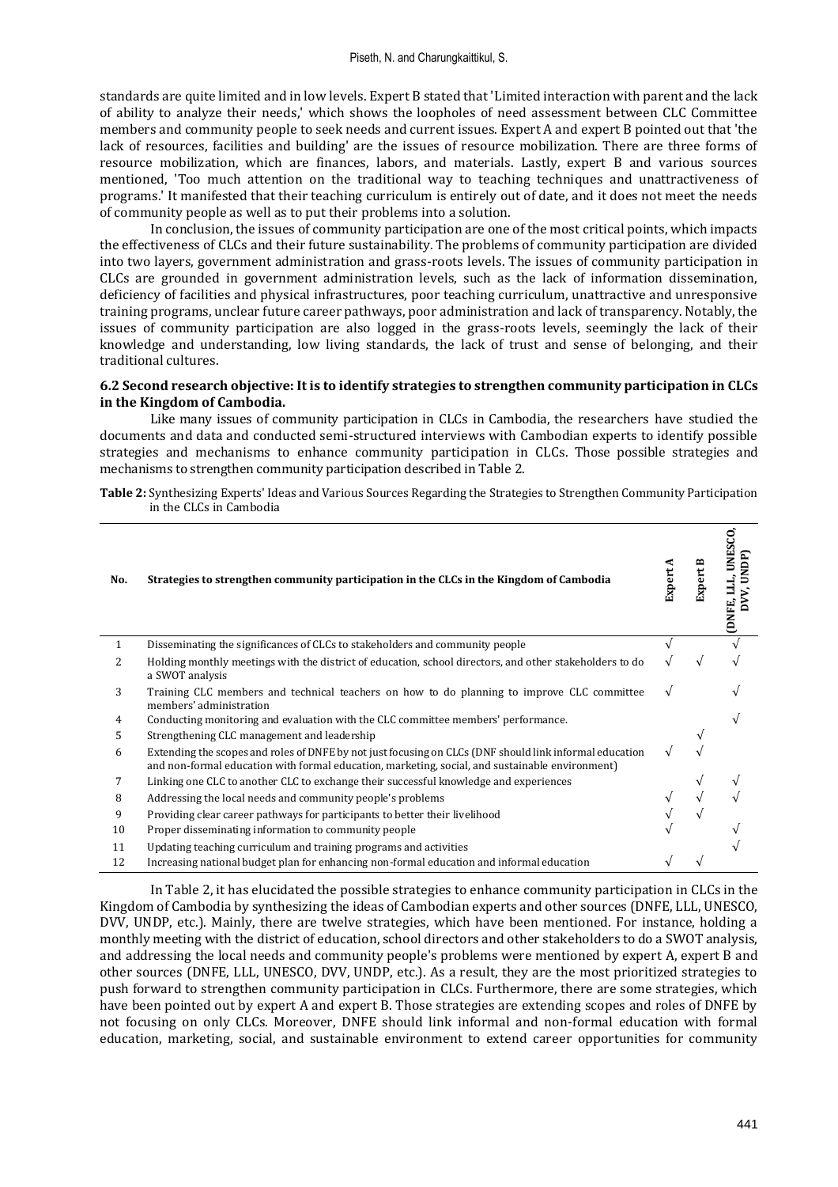standards are quite limited and in low levels. Expert B stated that 'Limited interaction with parent and the lack of ability to analyze their needs,' which shows the loopholes of need assessment between CLC Committee members and community people to seek needs and current issues. Expert A and expert B pointed out that 'the lack of resources, facilities and building' are the issues of resource mobilization. There are three forms of resource mobilization, which are finances, labors, and materials. Lastly, expert B and various sources mentioned, 'Too much attention on the traditional way to teaching techniques and unattractiveness of programs.' It manifested that their teaching curriculum is entirely out of date, and it does not meet the needs of community people as well as to put their problems into a solution.

In conclusion, the issues of community participation are one of the most critical points, which impacts the effectiveness of CLCs and their future sustainability. The problems of community participation are divided into two layers, government administration and grass-roots levels. The issues of community participation in CLCs are grounded in government administration levels, such as the lack of information dissemination, deficiency of facilities and physical infrastructures, poor teaching curriculum, unattractive and unresponsive training programs, unclear future career pathways, poor administration and lack of transparency. Notably, the issues of community participation are also logged in the grass-roots levels, seemingly the lack of their knowledge and understanding, low living standards, the lack of trust and sense of belonging, and their traditional cultures.

### 6.2 Second research objective: It is to identify strategies to strengthen community participation in CLCs in the Kingdom of Cambodia.

Like many issues of community participation in CLCs in Cambodia, the researchers have studied the documents and data and conducted semi-structured interviews with Cambodian experts to identify possible strategies and mechanisms to enhance community participation in CLCs. Those possible strategies and mechanisms to strengthen community participation described in Table 2.

**Table 2:** Synthesizing Experts' Ideas and Various Sources Regarding the Strategies to Strengthen Community Participation in the CLCs in Cambodia

| No. | Strategies to strengthen community participation in the CLCs in the Kingdom of Cambodia | Expert A | Expert B | (DNFE, LLL, UNESCO, DVV, UNDP) |
|---|---|---|---|---|
| 1 | Disseminating the significances of CLCs to stakeholders and community people | √ | | √ |
| 2 | Holding monthly meetings with the district of education, school directors, and other stakeholders to do a SWOT analysis | √ | √ | √ |
| 3 | Training CLC members and technical teachers on how to do planning to improve CLC committee members' administration | √ | | √ |
| 4 | Conducting monitoring and evaluation with the CLC committee members' performance. | | | √ |
| 5 | Strengthening CLC management and leadership | | √ | |
| 6 | Extending the scopes and roles of DNFE by not just focusing on CLCs (DNF should link informal education and non-formal education with formal education, marketing, social, and sustainable environment) | √ | √ | |
| 7 | Linking one CLC to another CLC to exchange their successful knowledge and experiences | | √ | √ |
| 8 | Addressing the local needs and community people's problems | √ | √ | √ |
| 9 | Providing clear career pathways for participants to better their livelihood | √ | √ | |
| 10 | Proper disseminating information to community people | √ | | √ |
| 11 | Updating teaching curriculum and training programs and activities | | | √ |
| 12 | Increasing national budget plan for enhancing non-formal education and informal education | √ | √ | |

In Table 2, it has elucidated the possible strategies to enhance community participation in CLCs in the Kingdom of Cambodia by synthesizing the ideas of Cambodian experts and other sources (DNFE, LLL, UNESCO, DVV, UNDP, etc.). Mainly, there are twelve strategies, which have been mentioned. For instance, holding a monthly meeting with the district of education, school directors and other stakeholders to do a SWOT analysis, and addressing the local needs and community people's problems were mentioned by expert A, expert B and other sources (DNFE, LLL, UNESCO, DVV, UNDP, etc.). As a result, they are the most prioritized strategies to push forward to strengthen community participation in CLCs. Furthermore, there are some strategies, which have been pointed out by expert A and expert B. Those strategies are extending scopes and roles of DNFE by not focusing on only CLCs. Moreover, DNFE should link informal and non-formal education with formal education, marketing, social, and sustainable environment to extend career opportunities for community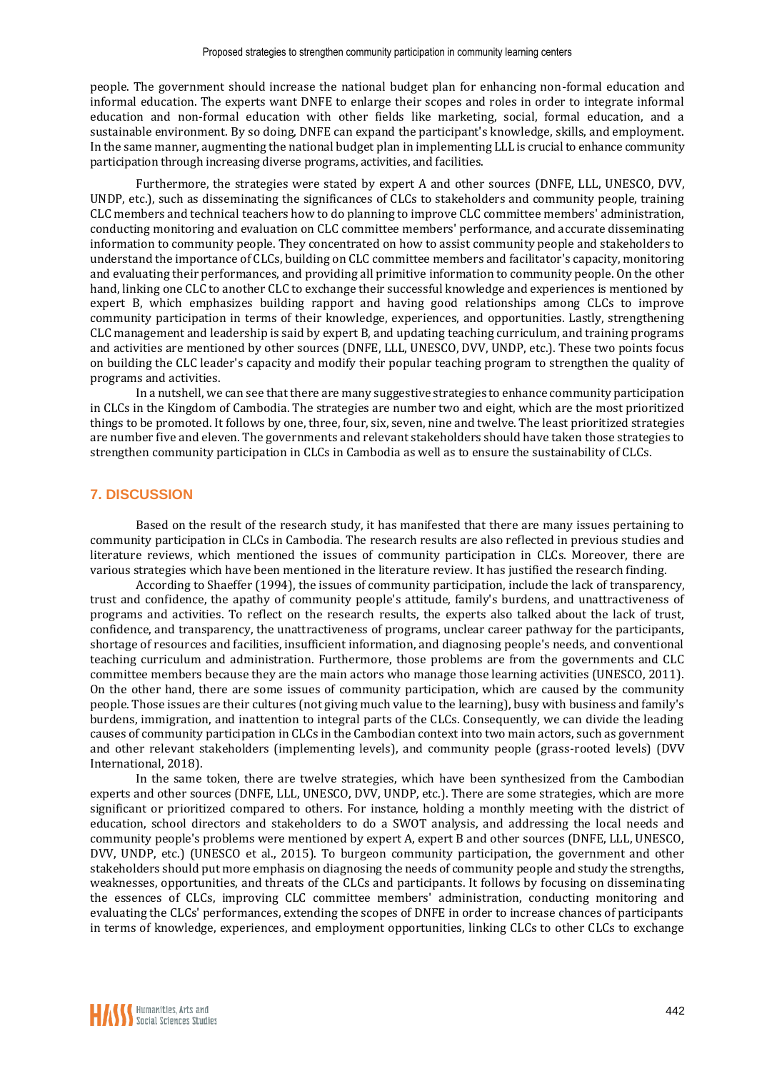people. The government should increase the national budget plan for enhancing non-formal education and informal education. The experts want DNFE to enlarge their scopes and roles in order to integrate informal education and non-formal education with other fields like marketing, social, formal education, and a sustainable environment. By so doing, DNFE can expand the participant's knowledge, skills, and employment. In the same manner, augmenting the national budget plan in implementing LLL is crucial to enhance community participation through increasing diverse programs, activities, and facilities.

Furthermore, the strategies were stated by expert A and other sources (DNFE, LLL, UNESCO, DVV, UNDP, etc.), such as disseminating the significances of CLCs to stakeholders and community people, training CLC members and technical teachers how to do planning to improve CLC committee members' administration, conducting monitoring and evaluation on CLC committee members' performance, and accurate disseminating information to community people. They concentrated on how to assist community people and stakeholders to understand the importance of CLCs, building on CLC committee members and facilitator's capacity, monitoring and evaluating their performances, and providing all primitive information to community people. On the other hand, linking one CLC to another CLC to exchange their successful knowledge and experiences is mentioned by expert B, which emphasizes building rapport and having good relationships among CLCs to improve community participation in terms of their knowledge, experiences, and opportunities. Lastly, strengthening CLC management and leadership is said by expert B, and updating teaching curriculum, and training programs and activities are mentioned by other sources (DNFE, LLL, UNESCO, DVV, UNDP, etc.). These two points focus on building the CLC leader's capacity and modify their popular teaching program to strengthen the quality of programs and activities.

In a nutshell, we can see that there are many suggestive strategies to enhance community participation in CLCs in the Kingdom of Cambodia. The strategies are number two and eight, which are the most prioritized things to be promoted. It follows by one, three, four, six, seven, nine and twelve. The least prioritized strategies are number five and eleven. The governments and relevant stakeholders should have taken those strategies to strengthen community participation in CLCs in Cambodia as well as to ensure the sustainability of CLCs.

## 7. DISCUSSION

Based on the result of the research study, it has manifested that there are many issues pertaining to community participation in CLCs in Cambodia. The research results are also reflected in previous studies and literature reviews, which mentioned the issues of community participation in CLCs. Moreover, there are various strategies which have been mentioned in the literature review. It has justified the research finding.

According to Shaeffer (1994), the issues of community participation, include the lack of transparency, trust and confidence, the apathy of community people's attitude, family's burdens, and unattractiveness of programs and activities. To reflect on the research results, the experts also talked about the lack of trust, confidence, and transparency, the unattractiveness of programs, unclear career pathway for the participants, shortage of resources and facilities, insufficient information, and diagnosing people's needs, and conventional teaching curriculum and administration. Furthermore, those problems are from the governments and CLC committee members because they are the main actors who manage those learning activities (UNESCO, 2011). On the other hand, there are some issues of community participation, which are caused by the community people. Those issues are their cultures (not giving much value to the learning), busy with business and family's burdens, immigration, and inattention to integral parts of the CLCs. Consequently, we can divide the leading causes of community participation in CLCs in the Cambodian context into two main actors, such as government and other relevant stakeholders (implementing levels), and community people (grass-rooted levels) (DVV International, 2018).

In the same token, there are twelve strategies, which have been synthesized from the Cambodian experts and other sources (DNFE, LLL, UNESCO, DVV, UNDP, etc.). There are some strategies, which are more significant or prioritized compared to others. For instance, holding a monthly meeting with the district of education, school directors and stakeholders to do a SWOT analysis, and addressing the local needs and community people's problems were mentioned by expert A, expert B and other sources (DNFE, LLL, UNESCO, DVV, UNDP, etc.) (UNESCO et al., 2015). To burgeon community participation, the government and other stakeholders should put more emphasis on diagnosing the needs of community people and study the strengths, weaknesses, opportunities, and threats of the CLCs and participants. It follows by focusing on disseminating the essences of CLCs, improving CLC committee members' administration, conducting monitoring and evaluating the CLCs' performances, extending the scopes of DNFE in order to increase chances of participants in terms of knowledge, experiences, and employment opportunities, linking CLCs to other CLCs to exchange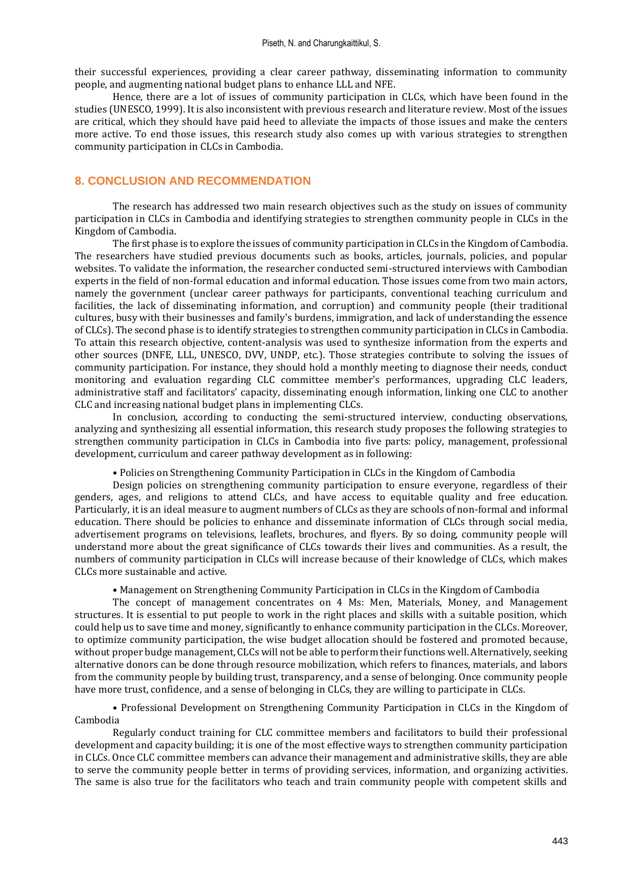their successful experiences, providing a clear career pathway, disseminating information to community people, and augmenting national budget plans to enhance LLL and NFE.

Hence, there are a lot of issues of community participation in CLCs, which have been found in the studies (UNESCO, 1999). It is also inconsistent with previous research and literature review. Most of the issues are critical, which they should have paid heed to alleviate the impacts of those issues and make the centers more active. To end those issues, this research study also comes up with various strategies to strengthen community participation in CLCs in Cambodia.

## 8. CONCLUSION AND RECOMMENDATION

The research has addressed two main research objectives such as the study on issues of community participation in CLCs in Cambodia and identifying strategies to strengthen community people in CLCs in the Kingdom of Cambodia.

The first phase is to explore the issues of community participation in CLCs in the Kingdom of Cambodia. The researchers have studied previous documents such as books, articles, journals, policies, and popular websites. To validate the information, the researcher conducted semi-structured interviews with Cambodian experts in the field of non-formal education and informal education. Those issues come from two main actors, namely the government (unclear career pathways for participants, conventional teaching curriculum and facilities, the lack of disseminating information, and corruption) and community people (their traditional cultures, busy with their businesses and family's burdens, immigration, and lack of understanding the essence of CLCs). The second phase is to identify strategies to strengthen community participation in CLCs in Cambodia. To attain this research objective, content-analysis was used to synthesize information from the experts and other sources (DNFE, LLL, UNESCO, DVV, UNDP, etc.). Those strategies contribute to solving the issues of community participation. For instance, they should hold a monthly meeting to diagnose their needs, conduct monitoring and evaluation regarding CLC committee member's performances, upgrading CLC leaders, administrative staff and facilitators' capacity, disseminating enough information, linking one CLC to another CLC and increasing national budget plans in implementing CLCs.

In conclusion, according to conducting the semi-structured interview, conducting observations, analyzing and synthesizing all essential information, this research study proposes the following strategies to strengthen community participation in CLCs in Cambodia into five parts: policy, management, professional development, curriculum and career pathway development as in following:

- Policies on Strengthening Community Participation in CLCs in the Kingdom of Cambodia

Design policies on strengthening community participation to ensure everyone, regardless of their genders, ages, and religions to attend CLCs, and have access to equitable quality and free education. Particularly, it is an ideal measure to augment numbers of CLCs as they are schools of non-formal and informal education. There should be policies to enhance and disseminate information of CLCs through social media, advertisement programs on televisions, leaflets, brochures, and flyers. By so doing, community people will understand more about the great significance of CLCs towards their lives and communities. As a result, the numbers of community participation in CLCs will increase because of their knowledge of CLCs, which makes CLCs more sustainable and active.

- Management on Strengthening Community Participation in CLCs in the Kingdom of Cambodia

The concept of management concentrates on 4 Ms: Men, Materials, Money, and Management structures. It is essential to put people to work in the right places and skills with a suitable position, which could help us to save time and money, significantly to enhance community participation in the CLCs. Moreover, to optimize community participation, the wise budget allocation should be fostered and promoted because, without proper budge management, CLCs will not be able to perform their functions well. Alternatively, seeking alternative donors can be done through resource mobilization, which refers to finances, materials, and labors from the community people by building trust, transparency, and a sense of belonging. Once community people have more trust, confidence, and a sense of belonging in CLCs, they are willing to participate in CLCs.

- Professional Development on Strengthening Community Participation in CLCs in the Kingdom of Cambodia

Regularly conduct training for CLC committee members and facilitators to build their professional development and capacity building; it is one of the most effective ways to strengthen community participation in CLCs. Once CLC committee members can advance their management and administrative skills, they are able to serve the community people better in terms of providing services, information, and organizing activities. The same is also true for the facilitators who teach and train community people with competent skills and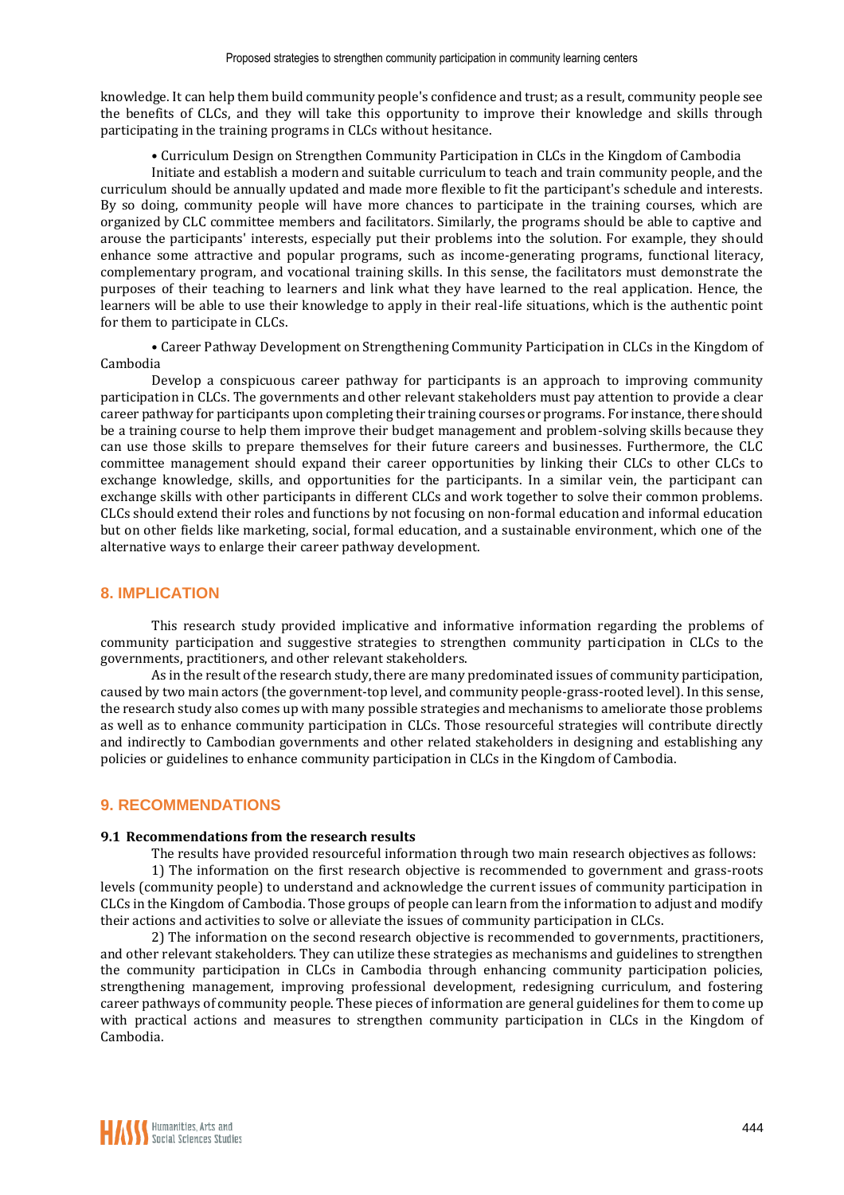knowledge. It can help them build community people's confidence and trust; as a result, community people see the benefits of CLCs, and they will take this opportunity to improve their knowledge and skills through participating in the training programs in CLCs without hesitance.

• Curriculum Design on Strengthen Community Participation in CLCs in the Kingdom of Cambodia

Initiate and establish a modern and suitable curriculum to teach and train community people, and the curriculum should be annually updated and made more flexible to fit the participant's schedule and interests. By so doing, community people will have more chances to participate in the training courses, which are organized by CLC committee members and facilitators. Similarly, the programs should be able to captive and arouse the participants' interests, especially put their problems into the solution. For example, they should enhance some attractive and popular programs, such as income-generating programs, functional literacy, complementary program, and vocational training skills. In this sense, the facilitators must demonstrate the purposes of their teaching to learners and link what they have learned to the real application. Hence, the learners will be able to use their knowledge to apply in their real-life situations, which is the authentic point for them to participate in CLCs.

• Career Pathway Development on Strengthening Community Participation in CLCs in the Kingdom of Cambodia

Develop a conspicuous career pathway for participants is an approach to improving community participation in CLCs. The governments and other relevant stakeholders must pay attention to provide a clear career pathway for participants upon completing their training courses or programs. For instance, there should be a training course to help them improve their budget management and problem-solving skills because they can use those skills to prepare themselves for their future careers and businesses. Furthermore, the CLC committee management should expand their career opportunities by linking their CLCs to other CLCs to exchange knowledge, skills, and opportunities for the participants. In a similar vein, the participant can exchange skills with other participants in different CLCs and work together to solve their common problems. CLCs should extend their roles and functions by not focusing on non-formal education and informal education but on other fields like marketing, social, formal education, and a sustainable environment, which one of the alternative ways to enlarge their career pathway development.

## 8. IMPLICATION

This research study provided implicative and informative information regarding the problems of community participation and suggestive strategies to strengthen community participation in CLCs to the governments, practitioners, and other relevant stakeholders.

As in the result of the research study, there are many predominated issues of community participation, caused by two main actors (the government-top level, and community people-grass-rooted level). In this sense, the research study also comes up with many possible strategies and mechanisms to ameliorate those problems as well as to enhance community participation in CLCs. Those resourceful strategies will contribute directly and indirectly to Cambodian governments and other related stakeholders in designing and establishing any policies or guidelines to enhance community participation in CLCs in the Kingdom of Cambodia.

## 9. RECOMMENDATIONS

### 9.1 Recommendations from the research results

The results have provided resourceful information through two main research objectives as follows:

1) The information on the first research objective is recommended to government and grass-roots levels (community people) to understand and acknowledge the current issues of community participation in CLCs in the Kingdom of Cambodia. Those groups of people can learn from the information to adjust and modify their actions and activities to solve or alleviate the issues of community participation in CLCs.

2) The information on the second research objective is recommended to governments, practitioners, and other relevant stakeholders. They can utilize these strategies as mechanisms and guidelines to strengthen the community participation in CLCs in Cambodia through enhancing community participation policies, strengthening management, improving professional development, redesigning curriculum, and fostering career pathways of community people. These pieces of information are general guidelines for them to come up with practical actions and measures to strengthen community participation in CLCs in the Kingdom of Cambodia.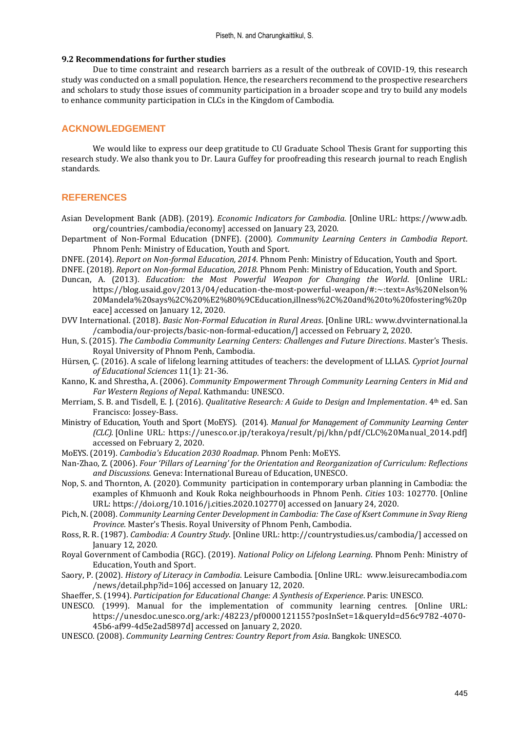### 9.2 Recommendations for further studies

Due to time constraint and research barriers as a result of the outbreak of COVID-19, this research study was conducted on a small population. Hence, the researchers recommend to the prospective researchers and scholars to study those issues of community participation in a broader scope and try to build any models to enhance community participation in CLCs in the Kingdom of Cambodia.

## ACKNOWLEDGEMENT

We would like to express our deep gratitude to CU Graduate School Thesis Grant for supporting this research study. We also thank you to Dr. Laura Guffey for proofreading this research journal to reach English standards.

## REFERENCES

Asian Development Bank (ADB). (2019). *Economic Indicators for Cambodia*. [Online URL: https://www.adb.org/countries/cambodia/economy] accessed on January 23, 2020.

Department of Non-Formal Education (DNFE). (2000). *Community Learning Centers in Cambodia Report*. Phnom Penh: Ministry of Education, Youth and Sport.

DNFE. (2014). *Report on Non-formal Education, 2014*. Phnom Penh: Ministry of Education, Youth and Sport.

DNFE. (2018). *Report on Non-formal Education, 2018*. Phnom Penh: Ministry of Education, Youth and Sport.

Duncan, A. (2013). *Education: the Most Powerful Weapon for Changing the World*. [Online URL: https://blog.usaid.gov/2013/04/education-the-most-powerful-weapon/#:~:text=As%20Nelson%20Mandela%20says%2C%20%E2%80%9CEducation,illness%2C%20and%20to%20fostering%20peace] accessed on January 12, 2020.

DVV International. (2018). *Basic Non-Formal Education in Rural Areas*. [Online URL: www.dvvinternational.la/cambodia/our-projects/basic-non-formal-education/] accessed on February 2, 2020.

Hun, S. (2015). *The Cambodia Community Learning Centers: Challenges and Future Directions*. Master's Thesis. Royal University of Phnom Penh, Cambodia.

Hürsen, Ç. (2016). A scale of lifelong learning attitudes of teachers: the development of LLLAS. *Cypriot Journal of Educational Sciences* 11(1): 21-36.

Kanno, K. and Shrestha, A. (2006). *Community Empowerment Through Community Learning Centers in Mid and Far Western Regions of Nepal*. Kathmandu: UNESCO.

Merriam, S. B. and Tisdell, E. J. (2016). *Qualitative Research: A Guide to Design and Implementation*. 4th ed. San Francisco: Jossey-Bass.

Ministry of Education, Youth and Sport (MoEYS). (2014). *Manual for Management of Community Learning Center (CLC).* [Online URL: https://unesco.or.jp/terakoya/result/pj/khn/pdf/CLC%20Manual_2014.pdf] accessed on February 2, 2020.

MoEYS. (2019). *Cambodia's Education 2030 Roadmap*. Phnom Penh: MoEYS.

Nan-Zhao, Z. (2006). *Four 'Pillars of Learning' for the Orientation and Reorganization of Curriculum: Reflections and Discussions.* Geneva: International Bureau of Education, UNESCO.

Nop, S. and Thornton, A. (2020). Community participation in contemporary urban planning in Cambodia: the examples of Khmuonh and Kouk Roka neighbourhoods in Phnom Penh. *Cities* 103: 102770. [Online URL: https://doi.org/10.1016/j.cities.2020.102770] accessed on January 24, 2020.

Pich, N. (2008). *Community Learning Center Development in Cambodia: The Case of Ksert Commune in Svay Rieng Province*. Master's Thesis. Royal University of Phnom Penh, Cambodia.

Ross, R. R. (1987). *Cambodia: A Country Study*. [Online URL: http://countrystudies.us/cambodia/] accessed on January 12, 2020.

Royal Government of Cambodia (RGC). (2019). *National Policy on Lifelong Learning*. Phnom Penh: Ministry of Education, Youth and Sport.

Saory, P. (2002). *History of Literacy in Cambodia*. Leisure Cambodia. [Online URL: www.leisurecambodia.com/news/detail.php?id=106] accessed on January 12, 2020.

Shaeffer, S. (1994). *Participation for Educational Change: A Synthesis of Experience*. Paris: UNESCO.

UNESCO. (1999). Manual for the implementation of community learning centres. [Online URL: https://unesdoc.unesco.org/ark:/48223/pf0000121155?posInSet=1&queryId=d56c9782-4070-45b6-af99-4d5e2ad5897d] accessed on January 2, 2020.

UNESCO. (2008). *Community Learning Centres: Country Report from Asia*. Bangkok: UNESCO.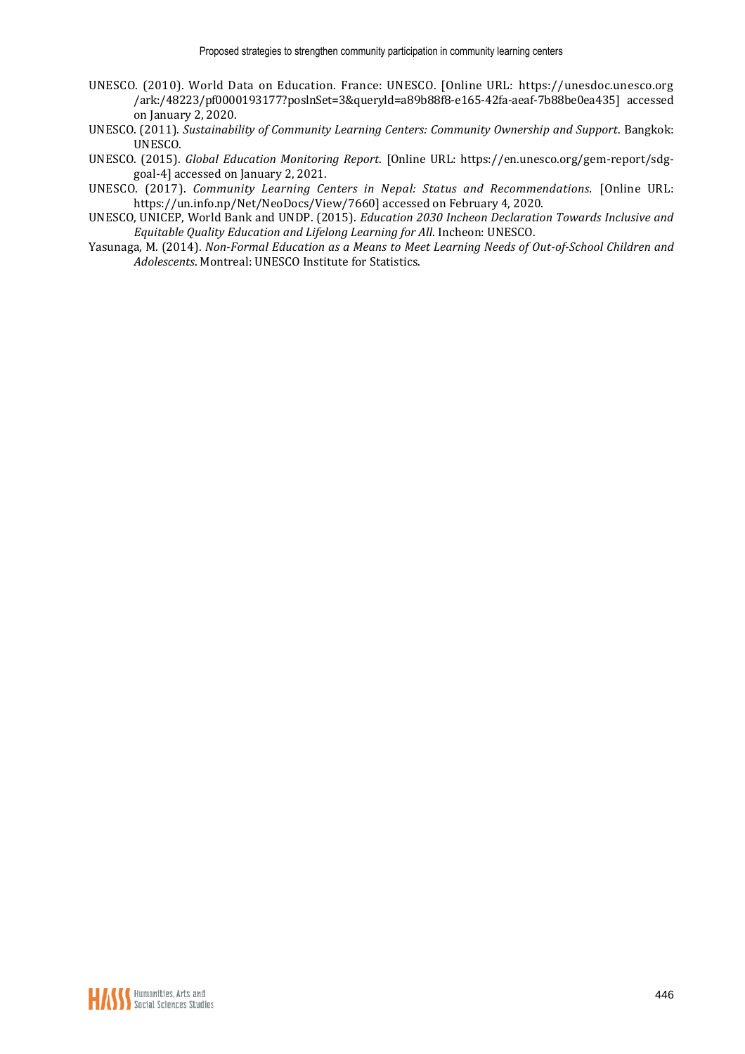UNESCO. (2010). World Data on Education. France: UNESCO. [Online URL: https://unesdoc.unesco.org /ark:/48223/pf0000193177?poslnSet=3&queryld=a89b88f8-e165-42fa-aeaf-7b88be0ea435] accessed on January 2, 2020.

UNESCO. (2011). *Sustainability of Community Learning Centers: Community Ownership and Support*. Bangkok: UNESCO.

UNESCO. (2015). *Global Education Monitoring Report*. [Online URL: https://en.unesco.org/gem-report/sdg-goal-4] accessed on January 2, 2021.

UNESCO. (2017). *Community Learning Centers in Nepal: Status and Recommendations*. [Online URL: https://un.info.np/Net/NeoDocs/View/7660] accessed on February 4, 2020.

UNESCO, UNICEP, World Bank and UNDP. (2015). *Education 2030 Incheon Declaration Towards Inclusive and Equitable Quality Education and Lifelong Learning for All*. Incheon: UNESCO.

Yasunaga, M. (2014). *Non-Formal Education as a Means to Meet Learning Needs of Out-of-School Children and Adolescents*. Montreal: UNESCO Institute for Statistics.